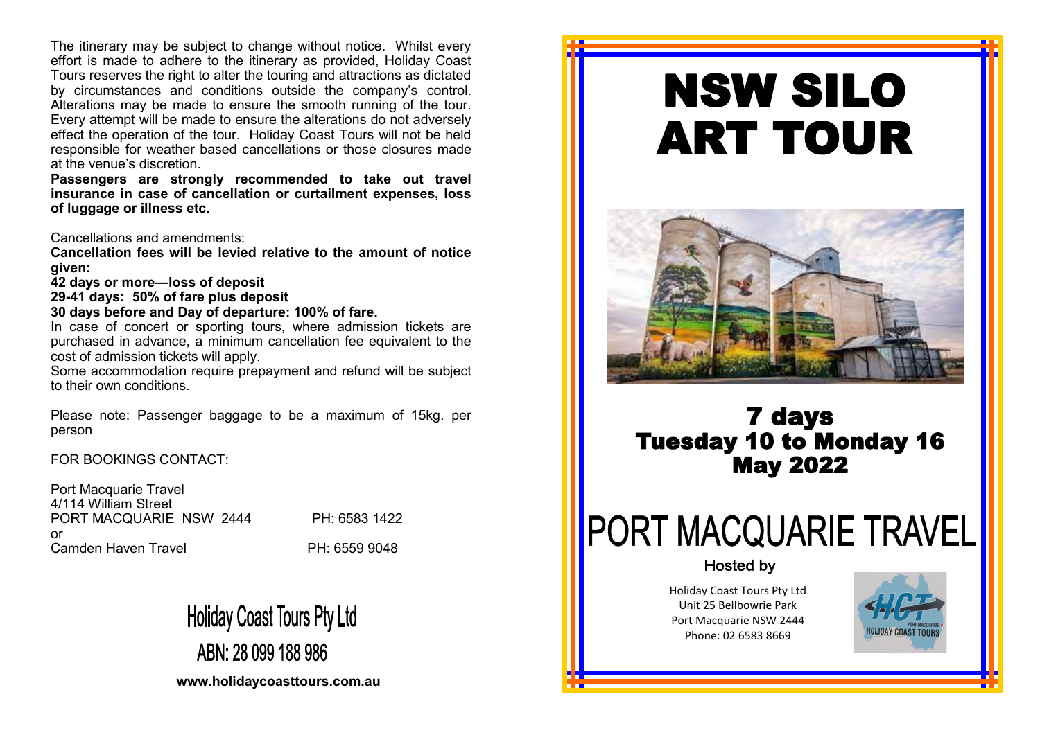The itinerary may be subject to change without notice. Whilst every effort is made to adhere to the itinerary as provided, Holiday Coast Tours reserves the right to alter the touring and attractions as dictated by circumstances and conditions outside the company's control. Alterations may be made to ensure the smooth running of the tour. Every attempt will be made to ensure the alterations do not adversely effect the operation of the tour. Holiday Coast Tours will not be held responsible for weather based cancellations or those closures made at the venue's discretion.

**Passengers are strongly recommended to take out travel insurance in case of cancellation or curtailment expenses, loss of luggage or illness etc.**

Cancellations and amendments:

**Cancellation fees will be levied relative to the amount of notice given:**

**42 days or more—loss of deposit**

**29-41 days: 50% of fare plus deposit**

**30 days before and Day of departure: 100% of fare.**

In case of concert or sporting tours, where admission tickets are purchased in advance, a minimum cancellation fee equivalent to the cost of admission tickets will apply.

Some accommodation require prepayment and refund will be subject to their own conditions.

Please note: Passenger baggage to be a maximum of 15kg. per person

FOR BOOKINGS CONTACT:

Port Macquarie Travel
4/114 William Street
PORT MACQUARIE NSW 2444 PH: 6583 1422
or
Camden Haven Travel PH: 6559 9048

**Holiday Coast Tours Pty Ltd**

**ABN: 28 099 188 986**

**www.holidaycoasttours.com.au**

# NSW SILO ART TOUR

## 7 days
## Tuesday 10 to Monday 16 May 2022

# PORT MACQUARIE TRAVEL

**Hosted by**

Holiday Coast Tours Pty Ltd
Unit 25 Bellbowrie Park
Port Macquarie NSW 2444
Phone: 02 6583 8669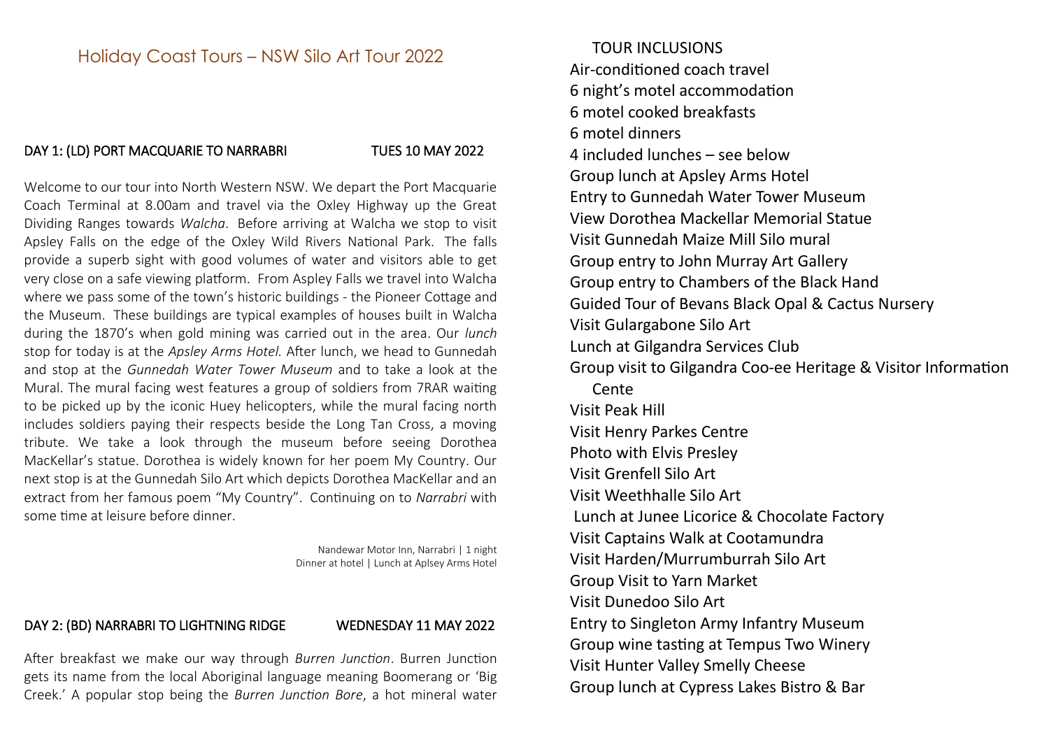# Holiday Coast Tours – NSW Silo Art Tour 2022

## DAY 1: (LD) PORT MACQUARIE TO NARRABRI — TUES 10 MAY 2022

Welcome to our tour into North Western NSW. We depart the Port Macquarie Coach Terminal at 8.00am and travel via the Oxley Highway up the Great Dividing Ranges towards *Walcha*. Before arriving at Walcha we stop to visit Apsley Falls on the edge of the Oxley Wild Rivers National Park. The falls provide a superb sight with good volumes of water and visitors able to get very close on a safe viewing platform. From Aspley Falls we travel into Walcha where we pass some of the town's historic buildings - the Pioneer Cottage and the Museum. These buildings are typical examples of houses built in Walcha during the 1870's when gold mining was carried out in the area. Our *lunch* stop for today is at the *Apsley Arms Hotel.* After lunch, we head to Gunnedah and stop at the *Gunnedah Water Tower Museum* and to take a look at the Mural. The mural facing west features a group of soldiers from 7RAR waiting to be picked up by the iconic Huey helicopters, while the mural facing north includes soldiers paying their respects beside the Long Tan Cross, a moving tribute. We take a look through the museum before seeing Dorothea MacKellar's statue. Dorothea is widely known for her poem My Country. Our next stop is at the Gunnedah Silo Art which depicts Dorothea MacKellar and an extract from her famous poem "My Country". Continuing on to *Narrabri* with some time at leisure before dinner.

Nandewar Motor Inn, Narrabri | 1 night
Dinner at hotel | Lunch at Aplsey Arms Hotel

## DAY 2: (BD) NARRABRI TO LIGHTNING RIDGE — WEDNESDAY 11 MAY 2022

After breakfast we make our way through *Burren Junction*. Burren Junction gets its name from the local Aboriginal language meaning Boomerang or 'Big Creek.' A popular stop being the *Burren Junction Bore*, a hot mineral water

## TOUR INCLUSIONS

- Air-conditioned coach travel
- 6 night's motel accommodation
- 6 motel cooked breakfasts
- 6 motel dinners
- 4 included lunches – see below
- Group lunch at Apsley Arms Hotel
- Entry to Gunnedah Water Tower Museum
- View Dorothea Mackellar Memorial Statue
- Visit Gunnedah Maize Mill Silo mural
- Group entry to John Murray Art Gallery
- Group entry to Chambers of the Black Hand
- Guided Tour of Bevans Black Opal & Cactus Nursery
- Visit Gulargabone Silo Art
- Lunch at Gilgandra Services Club
- Group visit to Gilgandra Coo-ee Heritage & Visitor Information Cente
- Visit Peak Hill
- Visit Henry Parkes Centre
- Photo with Elvis Presley
- Visit Grenfell Silo Art
- Visit Weethhalle Silo Art
- Lunch at Junee Licorice & Chocolate Factory
- Visit Captains Walk at Cootamundra
- Visit Harden/Murrumburrah Silo Art
- Group Visit to Yarn Market
- Visit Dunedoo Silo Art
- Entry to Singleton Army Infantry Museum
- Group wine tasting at Tempus Two Winery
- Visit Hunter Valley Smelly Cheese
- Group lunch at Cypress Lakes Bistro & Bar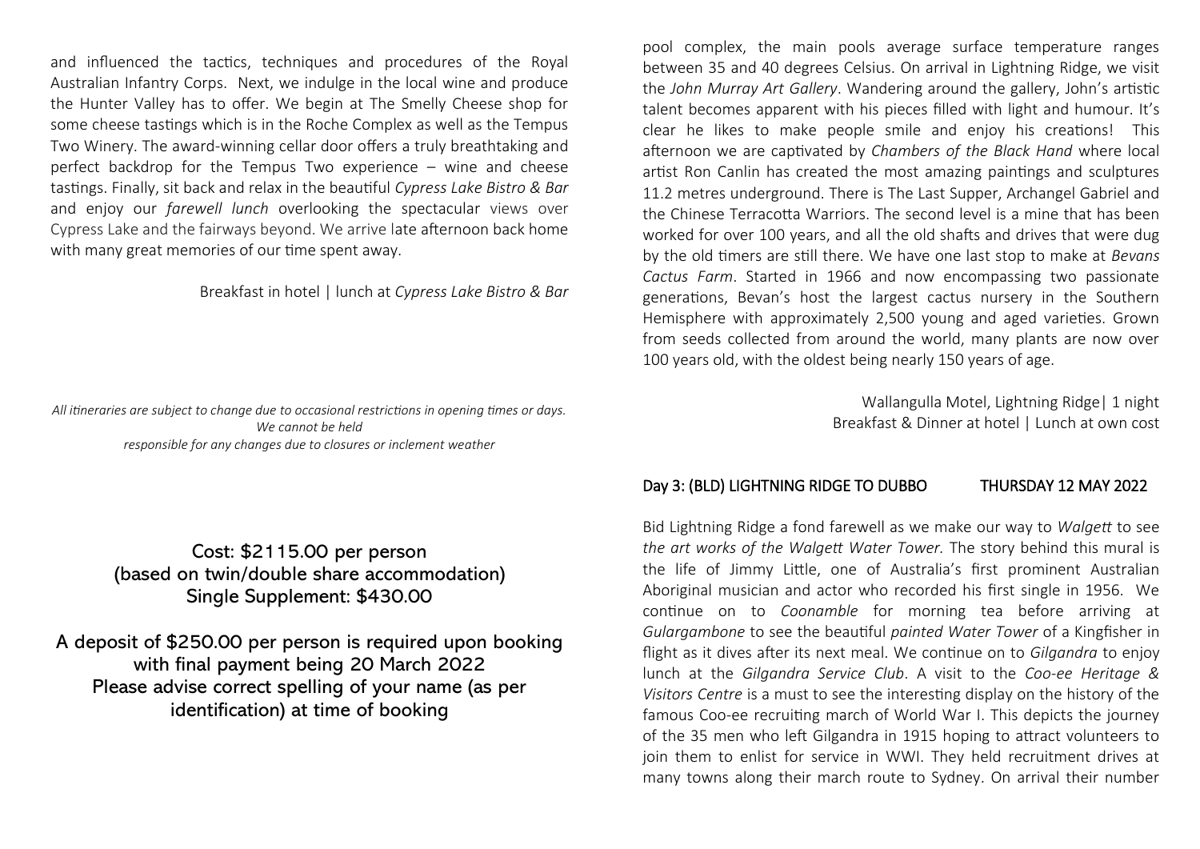and influenced the tactics, techniques and procedures of the Royal Australian Infantry Corps. Next, we indulge in the local wine and produce the Hunter Valley has to offer. We begin at The Smelly Cheese shop for some cheese tastings which is in the Roche Complex as well as the Tempus Two Winery. The award-winning cellar door offers a truly breathtaking and perfect backdrop for the Tempus Two experience – wine and cheese tastings. Finally, sit back and relax in the beautiful *Cypress Lake Bistro & Bar* and enjoy our *farewell lunch* overlooking the spectacular views over Cypress Lake and the fairways beyond. We arrive late afternoon back home with many great memories of our time spent away.

Breakfast in hotel | lunch at *Cypress Lake Bistro & Bar*

*All itineraries are subject to change due to occasional restrictions in opening times or days. We cannot be held responsible for any changes due to closures or inclement weather*

**Cost: $2115.00 per person**
**(based on twin/double share accommodation)**
**Single Supplement: $430.00**

**A deposit of $250.00 per person is required upon booking with final payment being 20 March 2022**
**Please advise correct spelling of your name (as per identification) at time of booking**

pool complex, the main pools average surface temperature ranges between 35 and 40 degrees Celsius. On arrival in Lightning Ridge, we visit the *John Murray Art Gallery*. Wandering around the gallery, John's artistic talent becomes apparent with his pieces filled with light and humour. It's clear he likes to make people smile and enjoy his creations! This afternoon we are captivated by *Chambers of the Black Hand* where local artist Ron Canlin has created the most amazing paintings and sculptures 11.2 metres underground. There is The Last Supper, Archangel Gabriel and the Chinese Terracotta Warriors. The second level is a mine that has been worked for over 100 years, and all the old shafts and drives that were dug by the old timers are still there. We have one last stop to make at *Bevans Cactus Farm*. Started in 1966 and now encompassing two passionate generations, Bevan's host the largest cactus nursery in the Southern Hemisphere with approximately 2,500 young and aged varieties. Grown from seeds collected from around the world, many plants are now over 100 years old, with the oldest being nearly 150 years of age.

Wallangulla Motel, Lightning Ridge| 1 night
Breakfast & Dinner at hotel | Lunch at own cost

## Day 3: (BLD) LIGHTNING RIDGE TO DUBBO — THURSDAY 12 MAY 2022

Bid Lightning Ridge a fond farewell as we make our way to *Walgett* to see *the art works of the Walgett Water Tower.* The story behind this mural is the life of Jimmy Little, one of Australia's first prominent Australian Aboriginal musician and actor who recorded his first single in 1956. We continue on to *Coonamble* for morning tea before arriving at *Gulargambone* to see the beautiful *painted Water Tower* of a Kingfisher in flight as it dives after its next meal. We continue on to *Gilgandra* to enjoy lunch at the *Gilgandra Service Club*. A visit to the *Coo-ee Heritage & Visitors Centre* is a must to see the interesting display on the history of the famous Coo-ee recruiting march of World War I. This depicts the journey of the 35 men who left Gilgandra in 1915 hoping to attract volunteers to join them to enlist for service in WWI. They held recruitment drives at many towns along their march route to Sydney. On arrival their number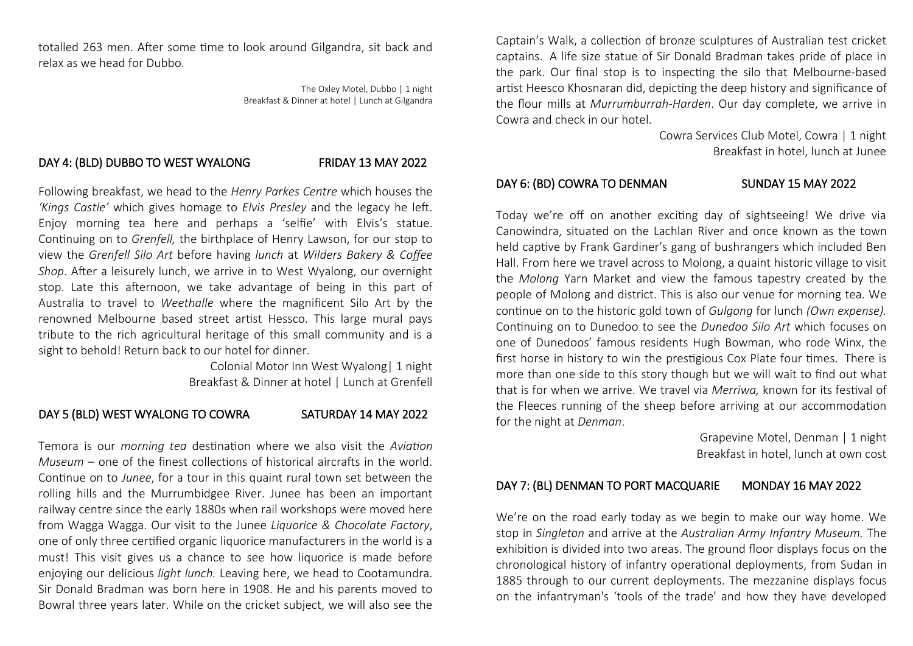totalled 263 men. After some time to look around Gilgandra, sit back and relax as we head for Dubbo.

The Oxley Motel, Dubbo | 1 night
Breakfast & Dinner at hotel | Lunch at Gilgandra

## DAY 4: (BLD) DUBBO TO WEST WYALONG — FRIDAY 13 MAY 2022

Following breakfast, we head to the *Henry Parkes Centre* which houses the *'Kings Castle'* which gives homage to *Elvis Presley* and the legacy he left. Enjoy morning tea here and perhaps a 'selfie' with Elvis's statue. Continuing on to *Grenfell,* the birthplace of Henry Lawson, for our stop to view the *Grenfell Silo Art* before having *lunch* at *Wilders Bakery & Coffee Shop*. After a leisurely lunch, we arrive in to West Wyalong, our overnight stop. Late this afternoon, we take advantage of being in this part of Australia to travel to *Weethalle* where the magnificent Silo Art by the renowned Melbourne based street artist Hessco. This large mural pays tribute to the rich agricultural heritage of this small community and is a sight to behold! Return back to our hotel for dinner.

Colonial Motor Inn West Wyalong| 1 night
Breakfast & Dinner at hotel | Lunch at Grenfell

## DAY 5 (BLD) WEST WYALONG TO COWRA — SATURDAY 14 MAY 2022

Temora is our *morning tea* destination where we also visit the *Aviation Museum* – one of the finest collections of historical aircrafts in the world. Continue on to *Junee*, for a tour in this quaint rural town set between the rolling hills and the Murrumbidgee River. Junee has been an important railway centre since the early 1880s when rail workshops were moved here from Wagga Wagga. Our visit to the Junee *Liquorice & Chocolate Factory*, one of only three certified organic liquorice manufacturers in the world is a must! This visit gives us a chance to see how liquorice is made before enjoying our delicious *light lunch.* Leaving here, we head to Cootamundra. Sir Donald Bradman was born here in 1908. He and his parents moved to Bowral three years later. While on the cricket subject, we will also see the Captain's Walk, a collection of bronze sculptures of Australian test cricket captains. A life size statue of Sir Donald Bradman takes pride of place in the park. Our final stop is to inspecting the silo that Melbourne-based artist Heesco Khosnaran did, depicting the deep history and significance of the flour mills at *Murrumburrah-Harden*. Our day complete, we arrive in Cowra and check in our hotel.

Cowra Services Club Motel, Cowra | 1 night
Breakfast in hotel, lunch at Junee

## DAY 6: (BD) COWRA TO DENMAN — SUNDAY 15 MAY 2022

Today we're off on another exciting day of sightseeing! We drive via Canowindra, situated on the Lachlan River and once known as the town held captive by Frank Gardiner's gang of bushrangers which included Ben Hall. From here we travel across to Molong, a quaint historic village to visit the *Molong* Yarn Market and view the famous tapestry created by the people of Molong and district. This is also our venue for morning tea. We continue on to the historic gold town of *Gulgong* for lunch *(Own expense).* Continuing on to Dunedoo to see the *Dunedoo Silo Art* which focuses on one of Dunedoos' famous residents Hugh Bowman, who rode Winx, the first horse in history to win the prestigious Cox Plate four times. There is more than one side to this story though but we will wait to find out what that is for when we arrive. We travel via *Merriwa,* known for its festival of the Fleeces running of the sheep before arriving at our accommodation for the night at *Denman*.

Grapevine Motel, Denman | 1 night
Breakfast in hotel, lunch at own cost

## DAY 7: (BL) DENMAN TO PORT MACQUARIE — MONDAY 16 MAY 2022

We're on the road early today as we begin to make our way home. We stop in *Singleton* and arrive at the *Australian Army Infantry Museum.* The exhibition is divided into two areas. The ground floor displays focus on the chronological history of infantry operational deployments, from Sudan in 1885 through to our current deployments. The mezzanine displays focus on the infantryman's 'tools of the trade' and how they have developed